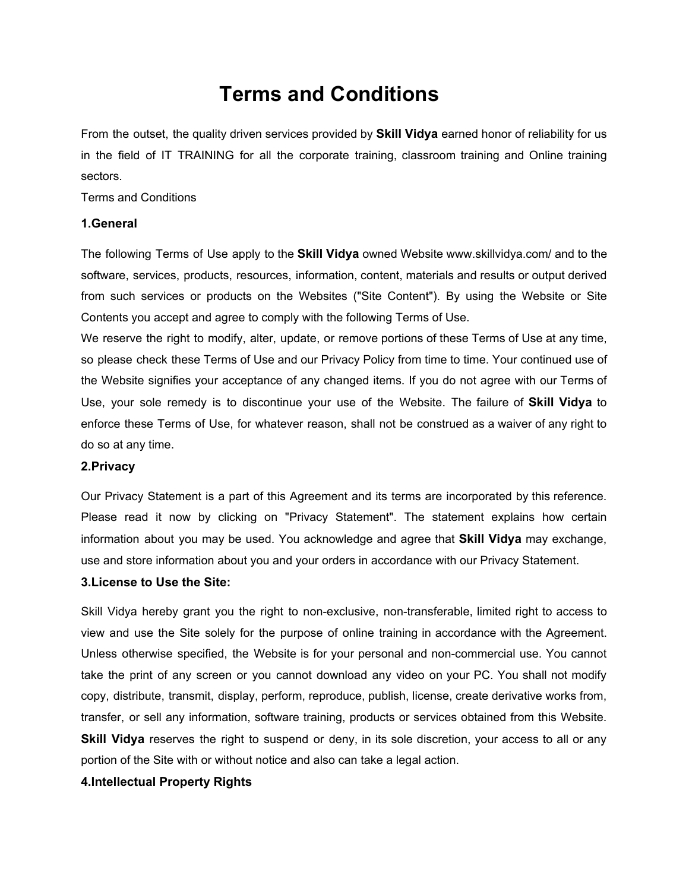# Terms and Conditions

From the outset, the quality driven services provided by **Skill Vidya** earned honor of reliability for us in the field of IT TRAINING for all the corporate training, classroom training and Online training sectors.

Terms and Conditions

### 1.General

The following Terms of Use apply to the **Skill Vidya** owned Website www.skillvidya.com/ and to the software, services, products, resources, information, content, materials and results or output derived from such services or products on the Websites ("Site Content"). By using the Website or Site Contents you accept and agree to comply with the following Terms of Use.

We reserve the right to modify, alter, update, or remove portions of these Terms of Use at any time, so please check these Terms of Use and our Privacy Policy from time to time. Your continued use of the Website signifies your acceptance of any changed items. If you do not agree with our Terms of Use, your sole remedy is to discontinue your use of the Website. The failure of **Skill Vidya** to enforce these Terms of Use, for whatever reason, shall not be construed as a waiver of any right to do so at any time.

### 2.Privacy

Our Privacy Statement is a part of this Agreement and its terms are incorporated by this reference. Please read it now by clicking on "Privacy Statement". The statement explains how certain information about you may be used. You acknowledge and agree that **Skill Vidya** may exchange, use and store information about you and your orders in accordance with our Privacy Statement.

### 3.License to Use the Site:

Skill Vidya hereby grant you the right to non-exclusive, non-transferable, limited right to access to view and use the Site solely for the purpose of online training in accordance with the Agreement. Unless otherwise specified, the Website is for your personal and non-commercial use. You cannot take the print of any screen or you cannot download any video on your PC. You shall not modify copy, distribute, transmit, display, perform, reproduce, publish, license, create derivative works from, transfer, or sell any information, software training, products or services obtained from this Website. **Skill Vidya** reserves the right to suspend or deny, in its sole discretion, your access to all or any portion of the Site with or without notice and also can take a legal action.

### 4.Intellectual Property Rights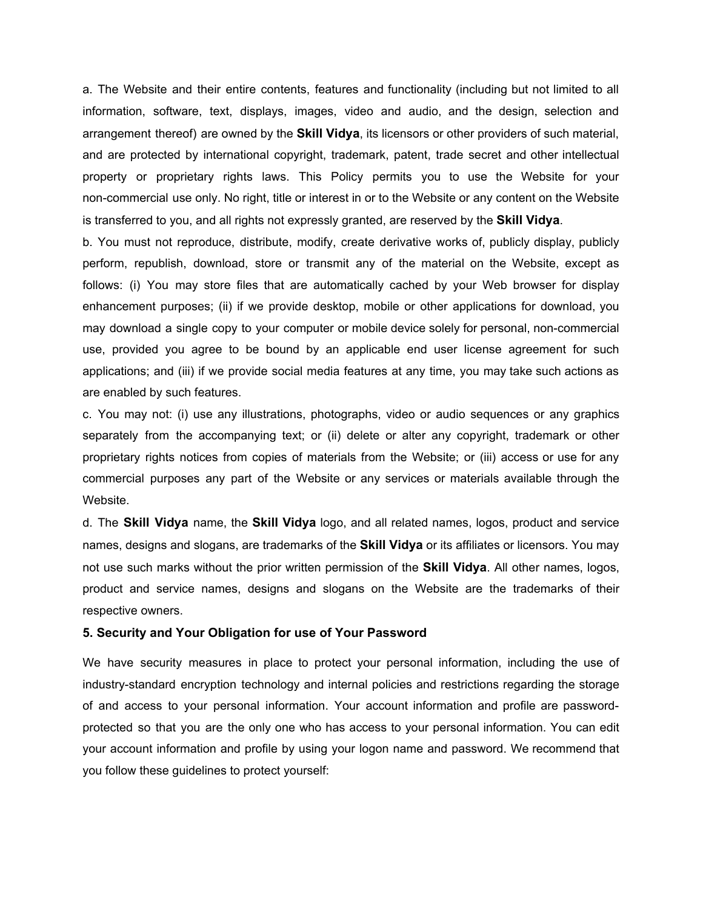a. The Website and their entire contents, features and functionality (including but not limited to all information, software, text, displays, images, video and audio, and the design, selection and arrangement thereof) are owned by the **Skill Vidya**, its licensors or other providers of such material, and are protected by international copyright, trademark, patent, trade secret and other intellectual property or proprietary rights laws. This Policy permits you to use the Website for your non-commercial use only. No right, title or interest in or to the Website or any content on the Website is transferred to you, and all rights not expressly granted, are reserved by the **Skill Vidya**.

b. You must not reproduce, distribute, modify, create derivative works of, publicly display, publicly perform, republish, download, store or transmit any of the material on the Website, except as follows: (i) You may store files that are automatically cached by your Web browser for display enhancement purposes; (ii) if we provide desktop, mobile or other applications for download, you may download a single copy to your computer or mobile device solely for personal, non-commercial use, provided you agree to be bound by an applicable end user license agreement for such applications; and (iii) if we provide social media features at any time, you may take such actions as are enabled by such features.

c. You may not: (i) use any illustrations, photographs, video or audio sequences or any graphics separately from the accompanying text; or (ii) delete or alter any copyright, trademark or other proprietary rights notices from copies of materials from the Website; or (iii) access or use for any commercial purposes any part of the Website or any services or materials available through the Website.

d. The **Skill Vidya** name, the **Skill Vidya** logo, and all related names, logos, product and service names, designs and slogans, are trademarks of the **Skill Vidya** or its affiliates or licensors. You may not use such marks without the prior written permission of the **Skill Vidya**. All other names, logos, product and service names, designs and slogans on the Website are the trademarks of their respective owners.

### 5. Security and Your Obligation for use of Your Password

We have security measures in place to protect your personal information, including the use of industry-standard encryption technology and internal policies and restrictions regarding the storage of and access to your personal information. Your account information and profile are password-protected so that you are the only one who has access to your personal information. You can edit your account information and profile by using your logon name and password. We recommend that you follow these guidelines to protect yourself: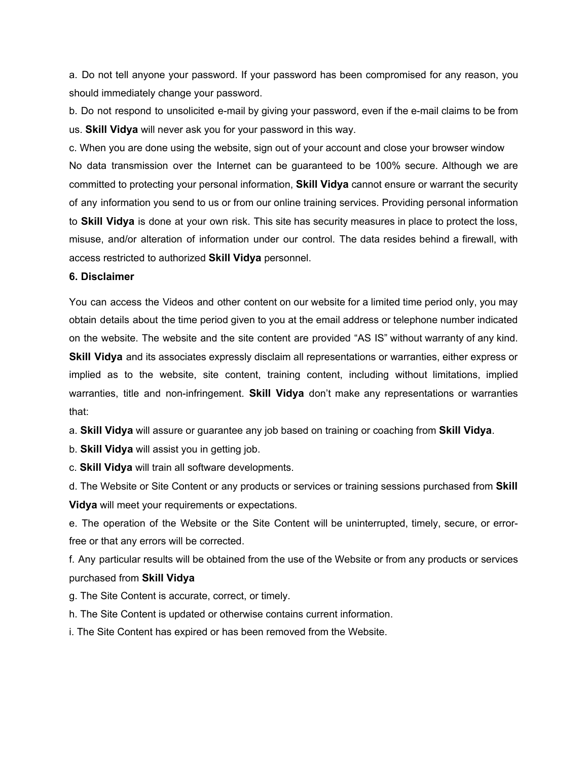a. Do not tell anyone your password. If your password has been compromised for any reason, you should immediately change your password.

b. Do not respond to unsolicited e-mail by giving your password, even if the e-mail claims to be from us. **Skill Vidya** will never ask you for your password in this way.

c. When you are done using the website, sign out of your account and close your browser window

No data transmission over the Internet can be guaranteed to be 100% secure. Although we are committed to protecting your personal information, **Skill Vidya** cannot ensure or warrant the security of any information you send to us or from our online training services. Providing personal information to **Skill Vidya** is done at your own risk. This site has security measures in place to protect the loss, misuse, and/or alteration of information under our control. The data resides behind a firewall, with access restricted to authorized **Skill Vidya** personnel.

### 6. Disclaimer

You can access the Videos and other content on our website for a limited time period only, you may obtain details about the time period given to you at the email address or telephone number indicated on the website. The website and the site content are provided "AS IS" without warranty of any kind. **Skill Vidya** and its associates expressly disclaim all representations or warranties, either express or implied as to the website, site content, training content, including without limitations, implied warranties, title and non-infringement. **Skill Vidya** don't make any representations or warranties that:

a. **Skill Vidya** will assure or guarantee any job based on training or coaching from **Skill Vidya**.

b. **Skill Vidya** will assist you in getting job.

c. **Skill Vidya** will train all software developments.

d. The Website or Site Content or any products or services or training sessions purchased from **Skill Vidya** will meet your requirements or expectations.

e. The operation of the Website or the Site Content will be uninterrupted, timely, secure, or error-free or that any errors will be corrected.

f. Any particular results will be obtained from the use of the Website or from any products or services purchased from **Skill Vidya**

g. The Site Content is accurate, correct, or timely.

h. The Site Content is updated or otherwise contains current information.

i. The Site Content has expired or has been removed from the Website.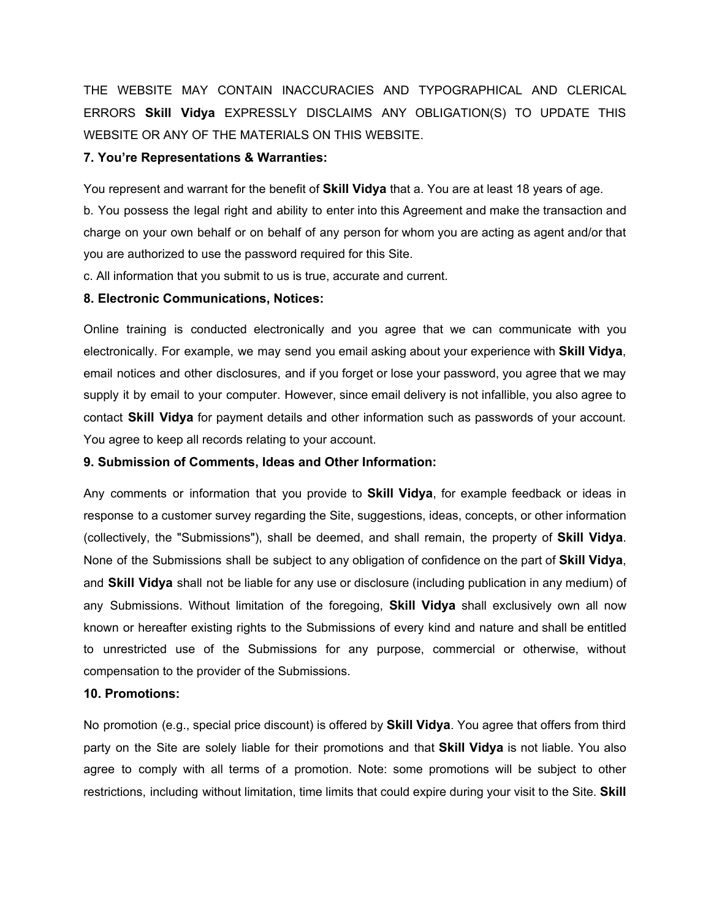THE WEBSITE MAY CONTAIN INACCURACIES AND TYPOGRAPHICAL AND CLERICAL ERRORS **Skill Vidya** EXPRESSLY DISCLAIMS ANY OBLIGATION(S) TO UPDATE THIS WEBSITE OR ANY OF THE MATERIALS ON THIS WEBSITE.

**7. You're Representations & Warranties:**

You represent and warrant for the benefit of **Skill Vidya** that a. You are at least 18 years of age.
b. You possess the legal right and ability to enter into this Agreement and make the transaction and charge on your own behalf or on behalf of any person for whom you are acting as agent and/or that you are authorized to use the password required for this Site.
c. All information that you submit to us is true, accurate and current.

**8. Electronic Communications, Notices:**

Online training is conducted electronically and you agree that we can communicate with you electronically. For example, we may send you email asking about your experience with **Skill Vidya**, email notices and other disclosures, and if you forget or lose your password, you agree that we may supply it by email to your computer. However, since email delivery is not infallible, you also agree to contact **Skill Vidya** for payment details and other information such as passwords of your account. You agree to keep all records relating to your account.

**9. Submission of Comments, Ideas and Other Information:**

Any comments or information that you provide to **Skill Vidya**, for example feedback or ideas in response to a customer survey regarding the Site, suggestions, ideas, concepts, or other information (collectively, the "Submissions"), shall be deemed, and shall remain, the property of **Skill Vidya**. None of the Submissions shall be subject to any obligation of confidence on the part of **Skill Vidya**, and **Skill Vidya** shall not be liable for any use or disclosure (including publication in any medium) of any Submissions. Without limitation of the foregoing, **Skill Vidya** shall exclusively own all now known or hereafter existing rights to the Submissions of every kind and nature and shall be entitled to unrestricted use of the Submissions for any purpose, commercial or otherwise, without compensation to the provider of the Submissions.

**10. Promotions:**

No promotion (e.g., special price discount) is offered by **Skill Vidya**. You agree that offers from third party on the Site are solely liable for their promotions and that **Skill Vidya** is not liable. You also agree to comply with all terms of a promotion. Note: some promotions will be subject to other restrictions, including without limitation, time limits that could expire during your visit to the Site. **Skill**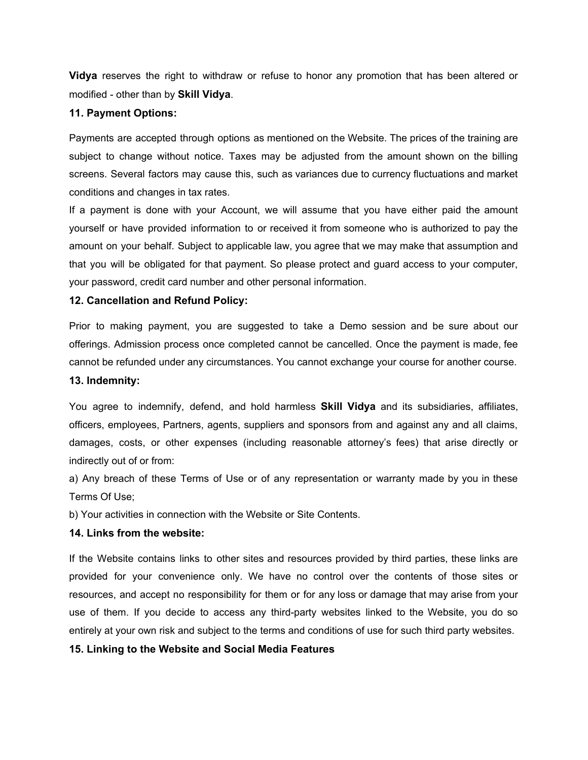**Vidya** reserves the right to withdraw or refuse to honor any promotion that has been altered or modified - other than by **Skill Vidya**.

### 11. Payment Options:

Payments are accepted through options as mentioned on the Website. The prices of the training are subject to change without notice. Taxes may be adjusted from the amount shown on the billing screens. Several factors may cause this, such as variances due to currency fluctuations and market conditions and changes in tax rates.

If a payment is done with your Account, we will assume that you have either paid the amount yourself or have provided information to or received it from someone who is authorized to pay the amount on your behalf. Subject to applicable law, you agree that we may make that assumption and that you will be obligated for that payment. So please protect and guard access to your computer, your password, credit card number and other personal information.

### 12. Cancellation and Refund Policy:

Prior to making payment, you are suggested to take a Demo session and be sure about our offerings. Admission process once completed cannot be cancelled. Once the payment is made, fee cannot be refunded under any circumstances. You cannot exchange your course for another course.

### 13. Indemnity:

You agree to indemnify, defend, and hold harmless **Skill Vidya** and its subsidiaries, affiliates, officers, employees, Partners, agents, suppliers and sponsors from and against any and all claims, damages, costs, or other expenses (including reasonable attorney's fees) that arise directly or indirectly out of or from:

a) Any breach of these Terms of Use or of any representation or warranty made by you in these Terms Of Use;

b) Your activities in connection with the Website or Site Contents.

### 14. Links from the website:

If the Website contains links to other sites and resources provided by third parties, these links are provided for your convenience only. We have no control over the contents of those sites or resources, and accept no responsibility for them or for any loss or damage that may arise from your use of them. If you decide to access any third-party websites linked to the Website, you do so entirely at your own risk and subject to the terms and conditions of use for such third party websites.

### 15. Linking to the Website and Social Media Features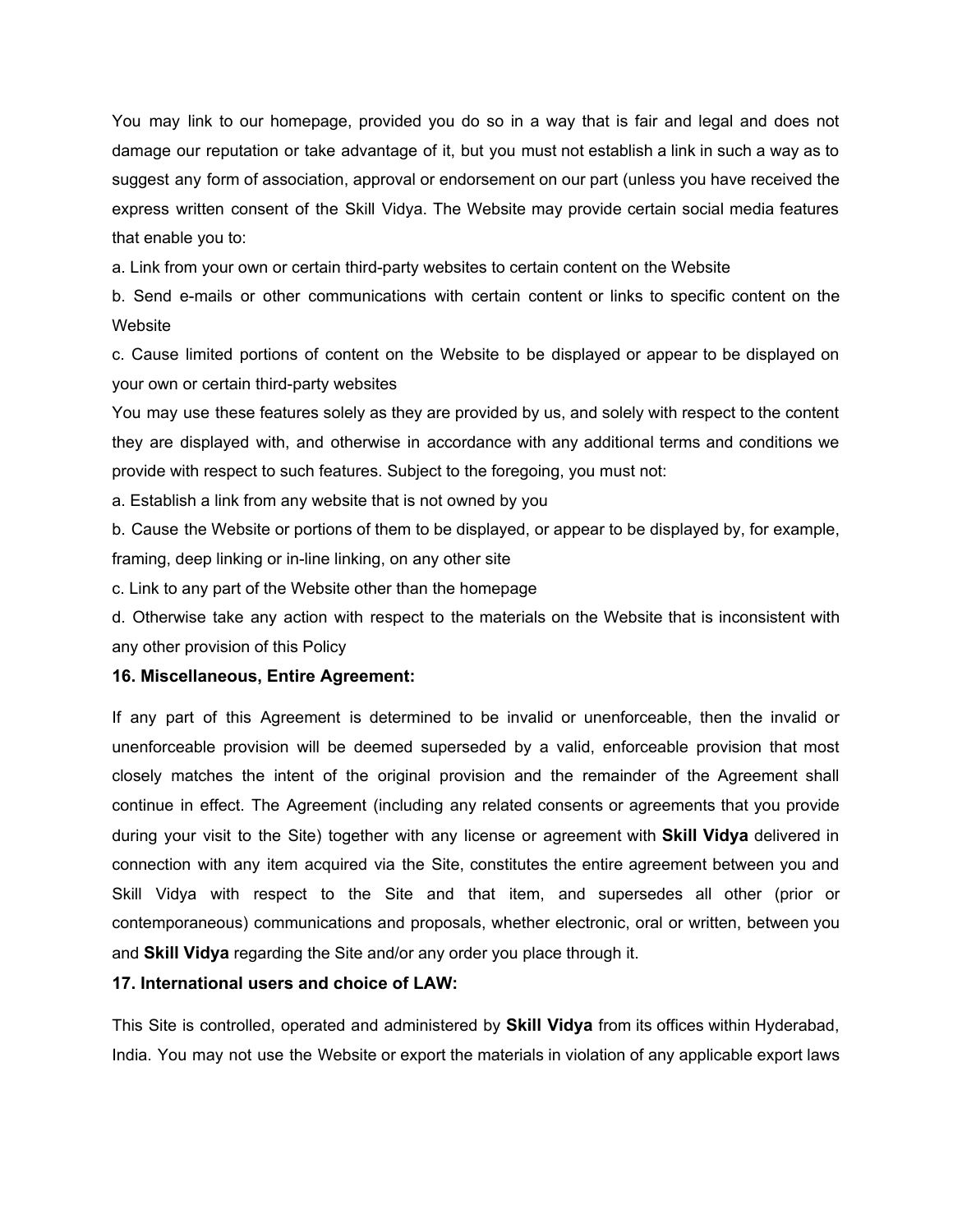You may link to our homepage, provided you do so in a way that is fair and legal and does not damage our reputation or take advantage of it, but you must not establish a link in such a way as to suggest any form of association, approval or endorsement on our part (unless you have received the express written consent of the Skill Vidya. The Website may provide certain social media features that enable you to:

a. Link from your own or certain third-party websites to certain content on the Website

b. Send e-mails or other communications with certain content or links to specific content on the Website

c. Cause limited portions of content on the Website to be displayed or appear to be displayed on your own or certain third-party websites

You may use these features solely as they are provided by us, and solely with respect to the content they are displayed with, and otherwise in accordance with any additional terms and conditions we provide with respect to such features. Subject to the foregoing, you must not:

a. Establish a link from any website that is not owned by you

b. Cause the Website or portions of them to be displayed, or appear to be displayed by, for example, framing, deep linking or in-line linking, on any other site

c. Link to any part of the Website other than the homepage

d. Otherwise take any action with respect to the materials on the Website that is inconsistent with any other provision of this Policy

**16. Miscellaneous, Entire Agreement:**

If any part of this Agreement is determined to be invalid or unenforceable, then the invalid or unenforceable provision will be deemed superseded by a valid, enforceable provision that most closely matches the intent of the original provision and the remainder of the Agreement shall continue in effect. The Agreement (including any related consents or agreements that you provide during your visit to the Site) together with any license or agreement with **Skill Vidya** delivered in connection with any item acquired via the Site, constitutes the entire agreement between you and Skill Vidya with respect to the Site and that item, and supersedes all other (prior or contemporaneous) communications and proposals, whether electronic, oral or written, between you and **Skill Vidya** regarding the Site and/or any order you place through it.

**17. International users and choice of LAW:**

This Site is controlled, operated and administered by **Skill Vidya** from its offices within Hyderabad, India. You may not use the Website or export the materials in violation of any applicable export laws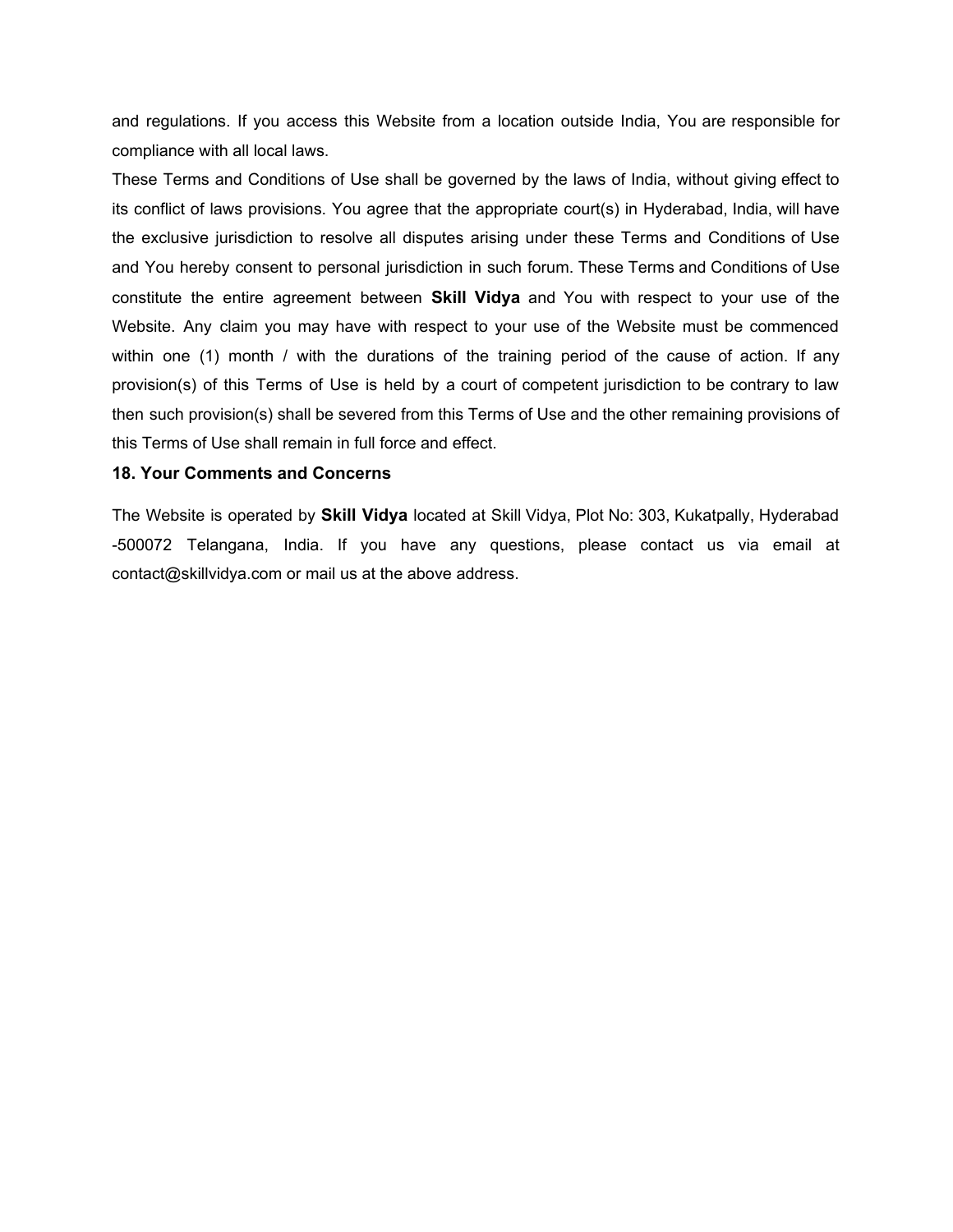and regulations. If you access this Website from a location outside India, You are responsible for compliance with all local laws.

These Terms and Conditions of Use shall be governed by the laws of India, without giving effect to its conflict of laws provisions. You agree that the appropriate court(s) in Hyderabad, India, will have the exclusive jurisdiction to resolve all disputes arising under these Terms and Conditions of Use and You hereby consent to personal jurisdiction in such forum. These Terms and Conditions of Use constitute the entire agreement between **Skill Vidya** and You with respect to your use of the Website. Any claim you may have with respect to your use of the Website must be commenced within one (1) month / with the durations of the training period of the cause of action. If any provision(s) of this Terms of Use is held by a court of competent jurisdiction to be contrary to law then such provision(s) shall be severed from this Terms of Use and the other remaining provisions of this Terms of Use shall remain in full force and effect.

### 18. Your Comments and Concerns

The Website is operated by **Skill Vidya** located at Skill Vidya, Plot No: 303, Kukatpally, Hyderabad -500072 Telangana, India. If you have any questions, please contact us via email at contact@skillvidya.com or mail us at the above address.